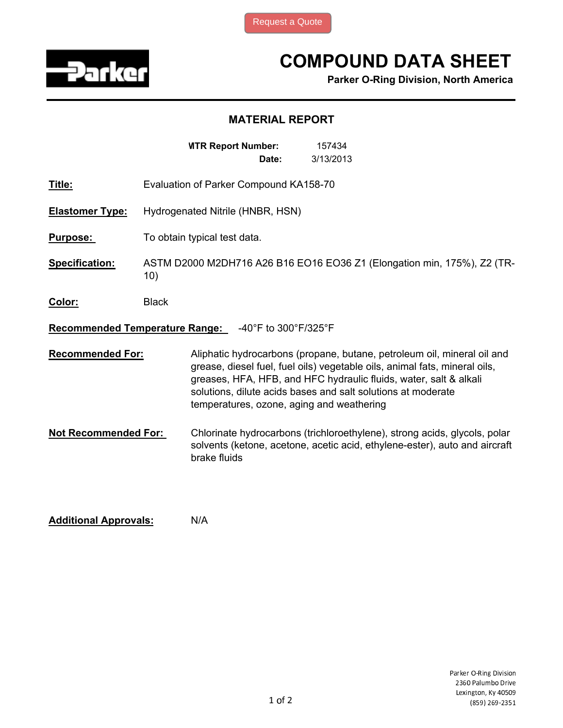Request a Quote

# COMPOUND DATA SHEET

**Parker O-Ring Division, North America**

## MATERIAL REPORT

**MTR Report Number:** 157434
**Date:** 3/13/2013

**Title:** Evaluation of Parker Compound KA158-70

**Elastomer Type:** Hydrogenated Nitrile (HNBR, HSN)

**Purpose:** To obtain typical test data.

**Specification:** ASTM D2000 M2DH716 A26 B16 EO16 EO36 Z1 (Elongation min, 175%), Z2 (TR-10)

**Color:** Black

**Recommended Temperature Range:** -40°F to 300°F/325°F

**Recommended For:** Aliphatic hydrocarbons (propane, butane, petroleum oil, mineral oil and grease, diesel fuel, fuel oils) vegetable oils, animal fats, mineral oils, greases, HFA, HFB, and HFC hydraulic fluids, water, salt & alkali solutions, dilute acids bases and salt solutions at moderate temperatures, ozone, aging and weathering

**Not Recommended For:** Chlorinate hydrocarbons (trichloroethylene), strong acids, glycols, polar solvents (ketone, acetone, acetic acid, ethylene-ester), auto and aircraft brake fluids

**Additional Approvals:** N/A

Parker O-Ring Division
2360 Palumbo Drive
Lexington, Ky 40509
(859) 269-2351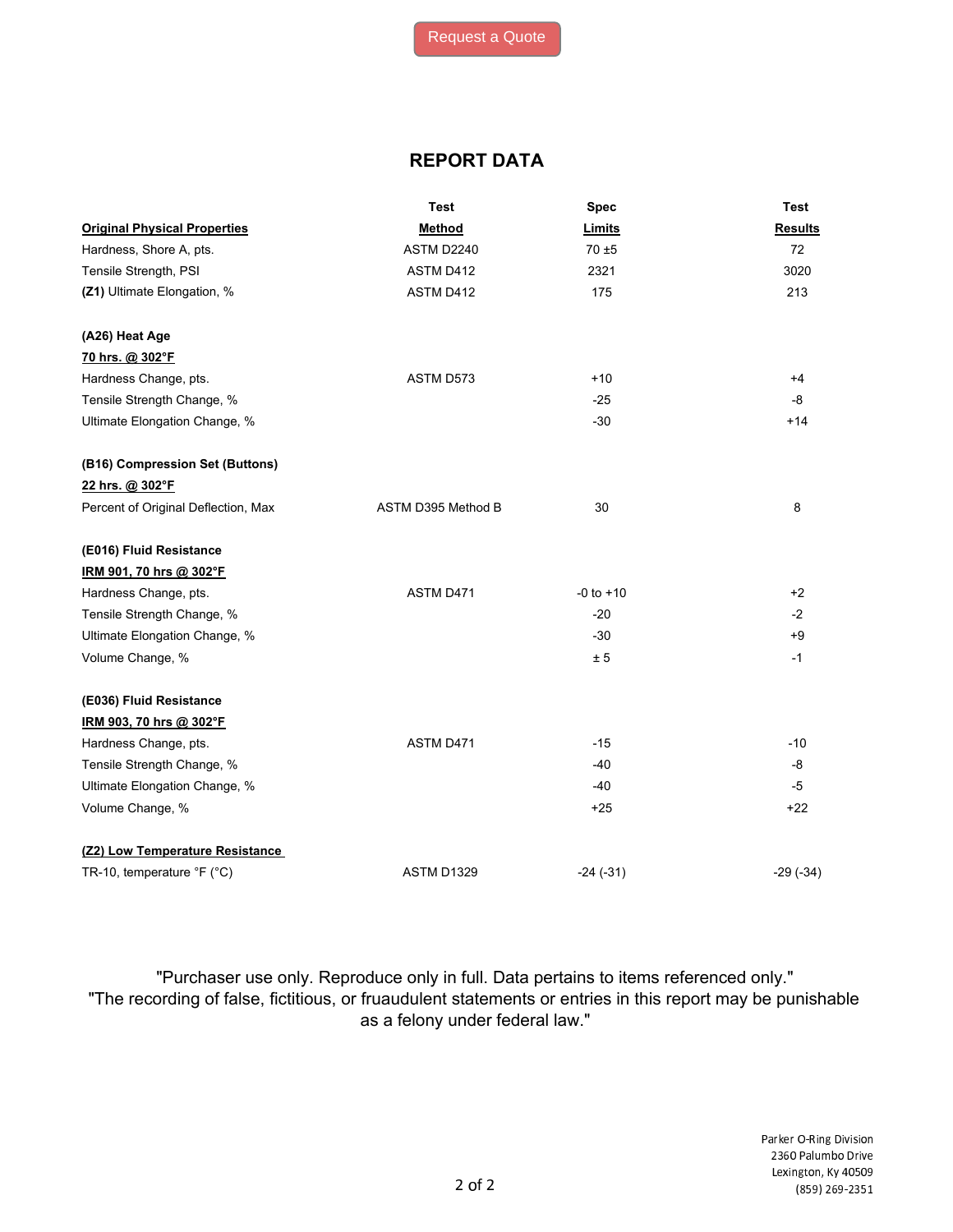Request a Quote

## REPORT DATA

| Original Physical Properties | Test Method | Spec Limits | Test Results |
|---|---|---|---|
| Hardness, Shore A, pts. | ASTM D2240 | 70 ±5 | 72 |
| Tensile Strength, PSI | ASTM D412 | 2321 | 3020 |
| **(Z1)** Ultimate Elongation, % | ASTM D412 | 175 | 213 |
| | | | |
| **(A26) Heat Age** | | | |
| **70 hrs. @ 302°F** | | | |
| Hardness Change, pts. | ASTM D573 | +10 | +4 |
| Tensile Strength Change, % | | -25 | -8 |
| Ultimate Elongation Change, % | | -30 | +14 |
| | | | |
| **(B16) Compression Set (Buttons)** | | | |
| **22 hrs. @ 302°F** | | | |
| Percent of Original Deflection, Max | ASTM D395 Method B | 30 | 8 |
| | | | |
| **(E016) Fluid Resistance** | | | |
| **IRM 901, 70 hrs @ 302°F** | | | |
| Hardness Change, pts. | ASTM D471 | -0 to +10 | +2 |
| Tensile Strength Change, % | | -20 | -2 |
| Ultimate Elongation Change, % | | -30 | +9 |
| Volume Change, % | | ± 5 | -1 |
| | | | |
| **(E036) Fluid Resistance** | | | |
| **IRM 903, 70 hrs @ 302°F** | | | |
| Hardness Change, pts. | ASTM D471 | -15 | -10 |
| Tensile Strength Change, % | | -40 | -8 |
| Ultimate Elongation Change, % | | -40 | -5 |
| Volume Change, % | | +25 | +22 |
| | | | |
| **(Z2) Low Temperature Resistance** | | | |
| TR-10, temperature °F (°C) | ASTM D1329 | -24 (-31) | -29 (-34) |

"Purchaser use only. Reproduce only in full. Data pertains to items referenced only."
"The recording of false, fictitious, or fruaudulent statements or entries in this report may be punishable as a felony under federal law."

Parker O-Ring Division
2360 Palumbo Drive
Lexington, Ky 40509
(859) 269-2351